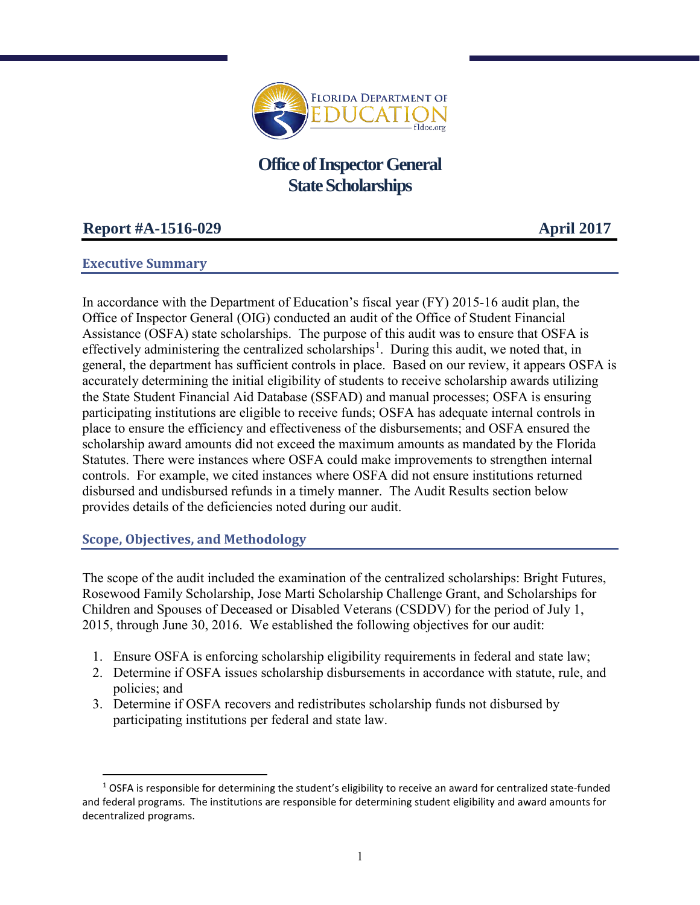FLORIDA DEPARTMENT OF EDUCATION
fldoe.org

# Office of Inspector General
# State Scholarships

**Report #A-1516-029** **April 2017**

## Executive Summary

In accordance with the Department of Education's fiscal year (FY) 2015-16 audit plan, the Office of Inspector General (OIG) conducted an audit of the Office of Student Financial Assistance (OSFA) state scholarships. The purpose of this audit was to ensure that OSFA is effectively administering the centralized scholarships[1]. During this audit, we noted that, in general, the department has sufficient controls in place. Based on our review, it appears OSFA is accurately determining the initial eligibility of students to receive scholarship awards utilizing the State Student Financial Aid Database (SSFAD) and manual processes; OSFA is ensuring participating institutions are eligible to receive funds; OSFA has adequate internal controls in place to ensure the efficiency and effectiveness of the disbursements; and OSFA ensured the scholarship award amounts did not exceed the maximum amounts as mandated by the Florida Statutes. There were instances where OSFA could make improvements to strengthen internal controls. For example, we cited instances where OSFA did not ensure institutions returned disbursed and undisbursed refunds in a timely manner. The Audit Results section below provides details of the deficiencies noted during our audit.

## Scope, Objectives, and Methodology

The scope of the audit included the examination of the centralized scholarships: Bright Futures, Rosewood Family Scholarship, Jose Marti Scholarship Challenge Grant, and Scholarships for Children and Spouses of Deceased or Disabled Veterans (CSDDV) for the period of July 1, 2015, through June 30, 2016. We established the following objectives for our audit:

1. Ensure OSFA is enforcing scholarship eligibility requirements in federal and state law;
2. Determine if OSFA issues scholarship disbursements in accordance with statute, rule, and policies; and
3. Determine if OSFA recovers and redistributes scholarship funds not disbursed by participating institutions per federal and state law.

---

[1] OSFA is responsible for determining the student's eligibility to receive an award for centralized state-funded and federal programs. The institutions are responsible for determining student eligibility and award amounts for decentralized programs.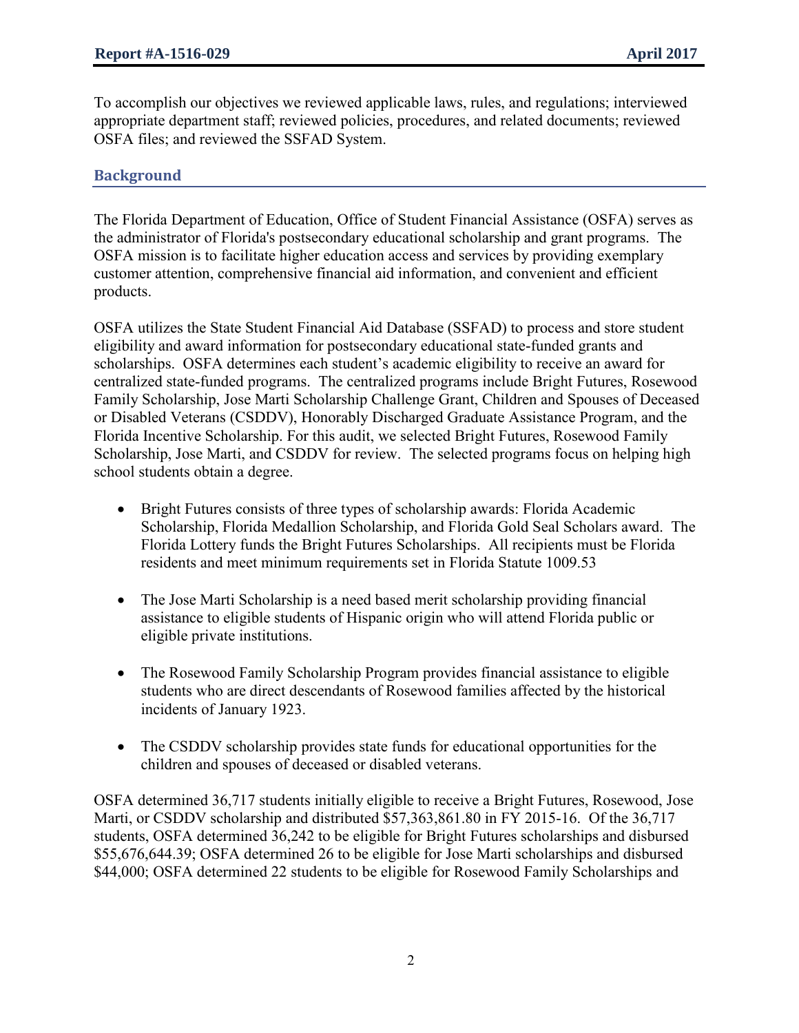To accomplish our objectives we reviewed applicable laws, rules, and regulations; interviewed appropriate department staff; reviewed policies, procedures, and related documents; reviewed OSFA files; and reviewed the SSFAD System.

## Background

The Florida Department of Education, Office of Student Financial Assistance (OSFA) serves as the administrator of Florida's postsecondary educational scholarship and grant programs. The OSFA mission is to facilitate higher education access and services by providing exemplary customer attention, comprehensive financial aid information, and convenient and efficient products.

OSFA utilizes the State Student Financial Aid Database (SSFAD) to process and store student eligibility and award information for postsecondary educational state-funded grants and scholarships. OSFA determines each student's academic eligibility to receive an award for centralized state-funded programs. The centralized programs include Bright Futures, Rosewood Family Scholarship, Jose Marti Scholarship Challenge Grant, Children and Spouses of Deceased or Disabled Veterans (CSDDV), Honorably Discharged Graduate Assistance Program, and the Florida Incentive Scholarship. For this audit, we selected Bright Futures, Rosewood Family Scholarship, Jose Marti, and CSDDV for review. The selected programs focus on helping high school students obtain a degree.

- Bright Futures consists of three types of scholarship awards: Florida Academic Scholarship, Florida Medallion Scholarship, and Florida Gold Seal Scholars award. The Florida Lottery funds the Bright Futures Scholarships. All recipients must be Florida residents and meet minimum requirements set in Florida Statute 1009.53

- The Jose Marti Scholarship is a need based merit scholarship providing financial assistance to eligible students of Hispanic origin who will attend Florida public or eligible private institutions.

- The Rosewood Family Scholarship Program provides financial assistance to eligible students who are direct descendants of Rosewood families affected by the historical incidents of January 1923.

- The CSDDV scholarship provides state funds for educational opportunities for the children and spouses of deceased or disabled veterans.

OSFA determined 36,717 students initially eligible to receive a Bright Futures, Rosewood, Jose Marti, or CSDDV scholarship and distributed $57,363,861.80 in FY 2015-16. Of the 36,717 students, OSFA determined 36,242 to be eligible for Bright Futures scholarships and disbursed $55,676,644.39; OSFA determined 26 to be eligible for Jose Marti scholarships and disbursed $44,000; OSFA determined 22 students to be eligible for Rosewood Family Scholarships and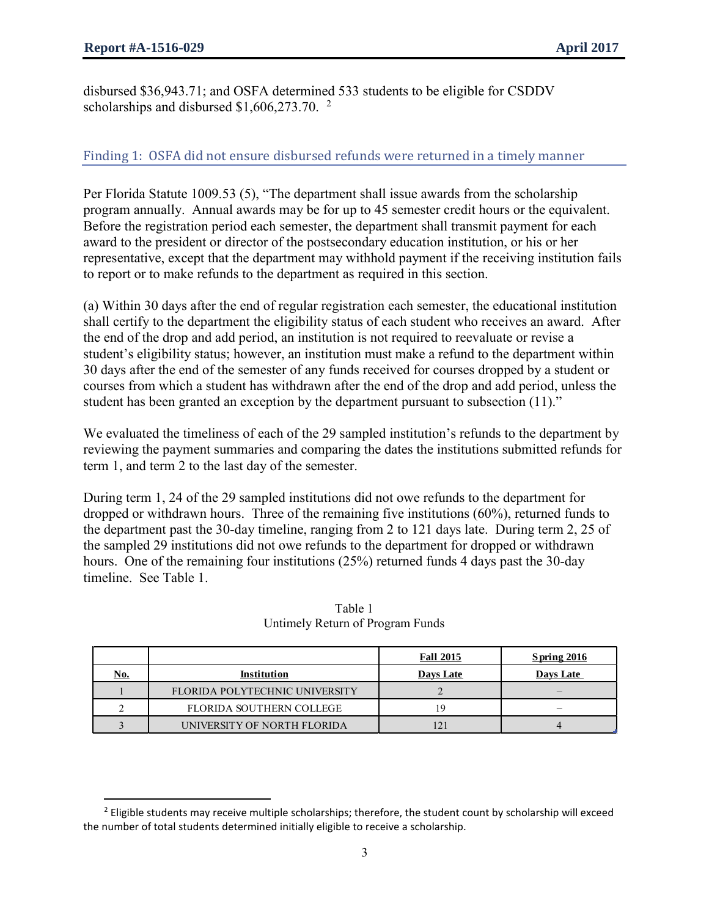disbursed $36,943.71; and OSFA determined 533 students to be eligible for CSDDV scholarships and disbursed $1,606,273.70. [2]

## Finding 1: OSFA did not ensure disbursed refunds were returned in a timely manner

Per Florida Statute 1009.53 (5), "The department shall issue awards from the scholarship program annually. Annual awards may be for up to 45 semester credit hours or the equivalent. Before the registration period each semester, the department shall transmit payment for each award to the president or director of the postsecondary education institution, or his or her representative, except that the department may withhold payment if the receiving institution fails to report or to make refunds to the department as required in this section.

(a) Within 30 days after the end of regular registration each semester, the educational institution shall certify to the department the eligibility status of each student who receives an award. After the end of the drop and add period, an institution is not required to reevaluate or revise a student's eligibility status; however, an institution must make a refund to the department within 30 days after the end of the semester of any funds received for courses dropped by a student or courses from which a student has withdrawn after the end of the drop and add period, unless the student has been granted an exception by the department pursuant to subsection (11)."

We evaluated the timeliness of each of the 29 sampled institution's refunds to the department by reviewing the payment summaries and comparing the dates the institutions submitted refunds for term 1, and term 2 to the last day of the semester.

During term 1, 24 of the 29 sampled institutions did not owe refunds to the department for dropped or withdrawn hours. Three of the remaining five institutions (60%), returned funds to the department past the 30-day timeline, ranging from 2 to 121 days late. During term 2, 25 of the sampled 29 institutions did not owe refunds to the department for dropped or withdrawn hours. One of the remaining four institutions (25%) returned funds 4 days past the 30-day timeline. See Table 1.

Table 1
Untimely Return of Program Funds

| | | Fall 2015 | Spring 2016 |
|---|---|---|---|
| **No.** | **Institution** | **Days Late** | **Days Late** |
| 1 | FLORIDA POLYTECHNIC UNIVERSITY | 2 | – |
| 2 | FLORIDA SOUTHERN COLLEGE | 19 | – |
| 3 | UNIVERSITY OF NORTH FLORIDA | 121 | 4 |

[2] Eligible students may receive multiple scholarships; therefore, the student count by scholarship will exceed the number of total students determined initially eligible to receive a scholarship.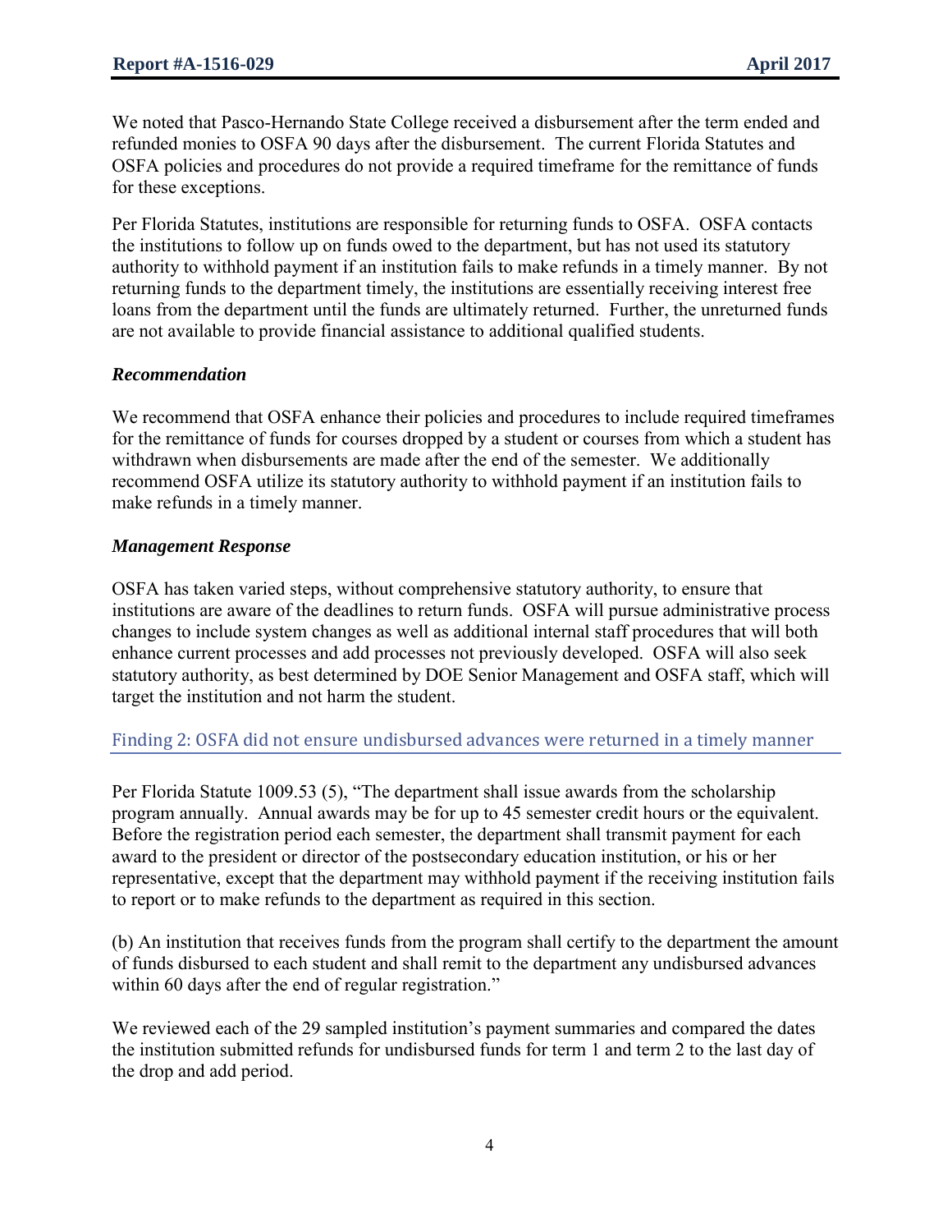We noted that Pasco-Hernando State College received a disbursement after the term ended and refunded monies to OSFA 90 days after the disbursement. The current Florida Statutes and OSFA policies and procedures do not provide a required timeframe for the remittance of funds for these exceptions.

Per Florida Statutes, institutions are responsible for returning funds to OSFA. OSFA contacts the institutions to follow up on funds owed to the department, but has not used its statutory authority to withhold payment if an institution fails to make refunds in a timely manner. By not returning funds to the department timely, the institutions are essentially receiving interest free loans from the department until the funds are ultimately returned. Further, the unreturned funds are not available to provide financial assistance to additional qualified students.

***Recommendation***

We recommend that OSFA enhance their policies and procedures to include required timeframes for the remittance of funds for courses dropped by a student or courses from which a student has withdrawn when disbursements are made after the end of the semester. We additionally recommend OSFA utilize its statutory authority to withhold payment if an institution fails to make refunds in a timely manner.

***Management Response***

OSFA has taken varied steps, without comprehensive statutory authority, to ensure that institutions are aware of the deadlines to return funds. OSFA will pursue administrative process changes to include system changes as well as additional internal staff procedures that will both enhance current processes and add processes not previously developed. OSFA will also seek statutory authority, as best determined by DOE Senior Management and OSFA staff, which will target the institution and not harm the student.

## Finding 2: OSFA did not ensure undisbursed advances were returned in a timely manner

Per Florida Statute 1009.53 (5), "The department shall issue awards from the scholarship program annually. Annual awards may be for up to 45 semester credit hours or the equivalent. Before the registration period each semester, the department shall transmit payment for each award to the president or director of the postsecondary education institution, or his or her representative, except that the department may withhold payment if the receiving institution fails to report or to make refunds to the department as required in this section.

(b) An institution that receives funds from the program shall certify to the department the amount of funds disbursed to each student and shall remit to the department any undisbursed advances within 60 days after the end of regular registration."

We reviewed each of the 29 sampled institution's payment summaries and compared the dates the institution submitted refunds for undisbursed funds for term 1 and term 2 to the last day of the drop and add period.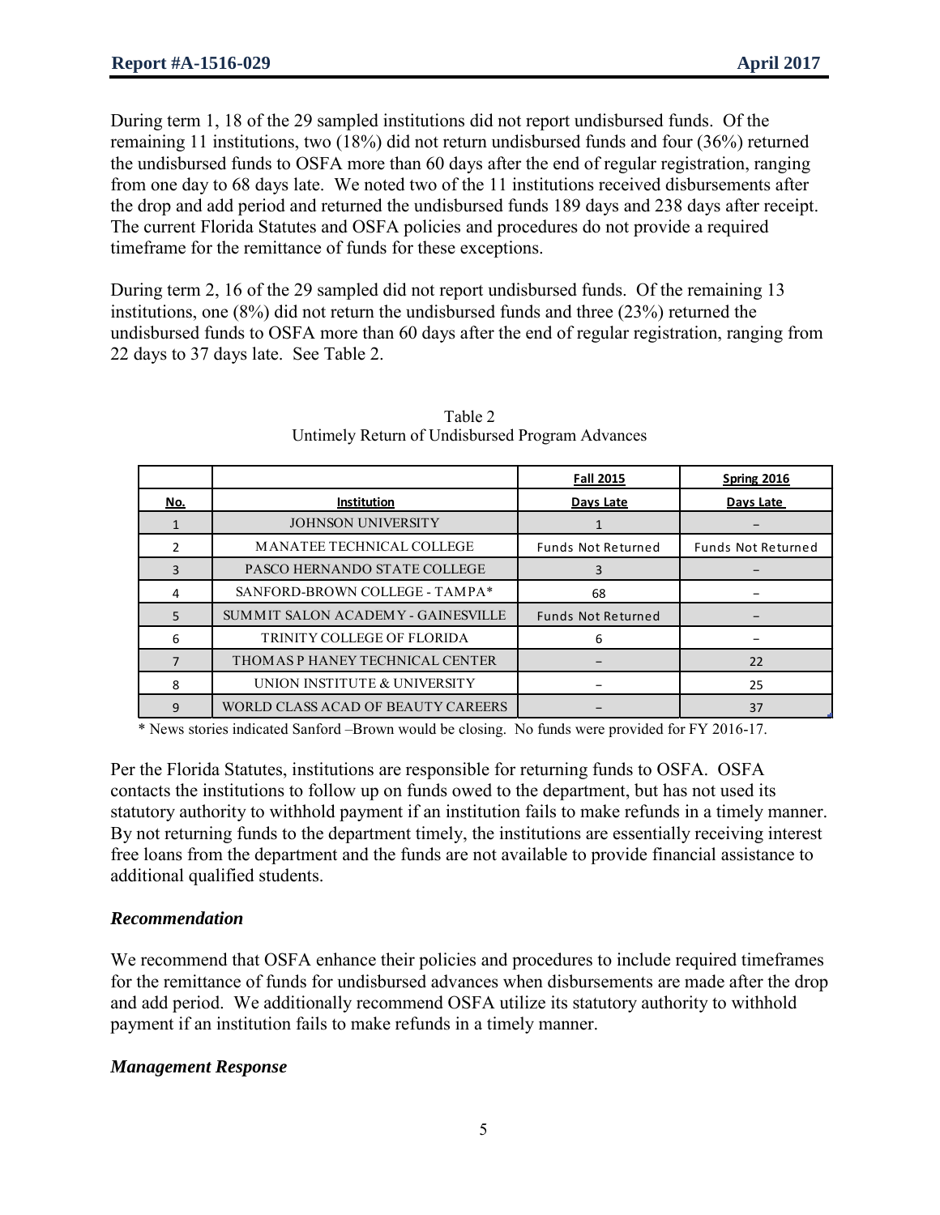During term 1, 18 of the 29 sampled institutions did not report undisbursed funds. Of the remaining 11 institutions, two (18%) did not return undisbursed funds and four (36%) returned the undisbursed funds to OSFA more than 60 days after the end of regular registration, ranging from one day to 68 days late. We noted two of the 11 institutions received disbursements after the drop and add period and returned the undisbursed funds 189 days and 238 days after receipt. The current Florida Statutes and OSFA policies and procedures do not provide a required timeframe for the remittance of funds for these exceptions.

During term 2, 16 of the 29 sampled did not report undisbursed funds. Of the remaining 13 institutions, one (8%) did not return the undisbursed funds and three (23%) returned the undisbursed funds to OSFA more than 60 days after the end of regular registration, ranging from 22 days to 37 days late. See Table 2.

Table 2
Untimely Return of Undisbursed Program Advances

| | | Fall 2015 | Spring 2016 |
|---|---|---|---|
| No. | Institution | Days Late | Days Late |
| 1 | JOHNSON UNIVERSITY | 1 | – |
| 2 | MANATEE TECHNICAL COLLEGE | Funds Not Returned | Funds Not Returned |
| 3 | PASCO HERNANDO STATE COLLEGE | 3 | – |
| 4 | SANFORD-BROWN COLLEGE - TAMPA* | 68 | – |
| 5 | SUMMIT SALON ACADEMY - GAINESVILLE | Funds Not Returned | – |
| 6 | TRINITY COLLEGE OF FLORIDA | 6 | – |
| 7 | THOMAS P HANEY TECHNICAL CENTER | – | 22 |
| 8 | UNION INSTITUTE & UNIVERSITY | – | 25 |
| 9 | WORLD CLASS ACAD OF BEAUTY CAREERS | – | 37 |

\* News stories indicated Sanford –Brown would be closing. No funds were provided for FY 2016-17.

Per the Florida Statutes, institutions are responsible for returning funds to OSFA. OSFA contacts the institutions to follow up on funds owed to the department, but has not used its statutory authority to withhold payment if an institution fails to make refunds in a timely manner. By not returning funds to the department timely, the institutions are essentially receiving interest free loans from the department and the funds are not available to provide financial assistance to additional qualified students.

### *Recommendation*

We recommend that OSFA enhance their policies and procedures to include required timeframes for the remittance of funds for undisbursed advances when disbursements are made after the drop and add period. We additionally recommend OSFA utilize its statutory authority to withhold payment if an institution fails to make refunds in a timely manner.

### *Management Response*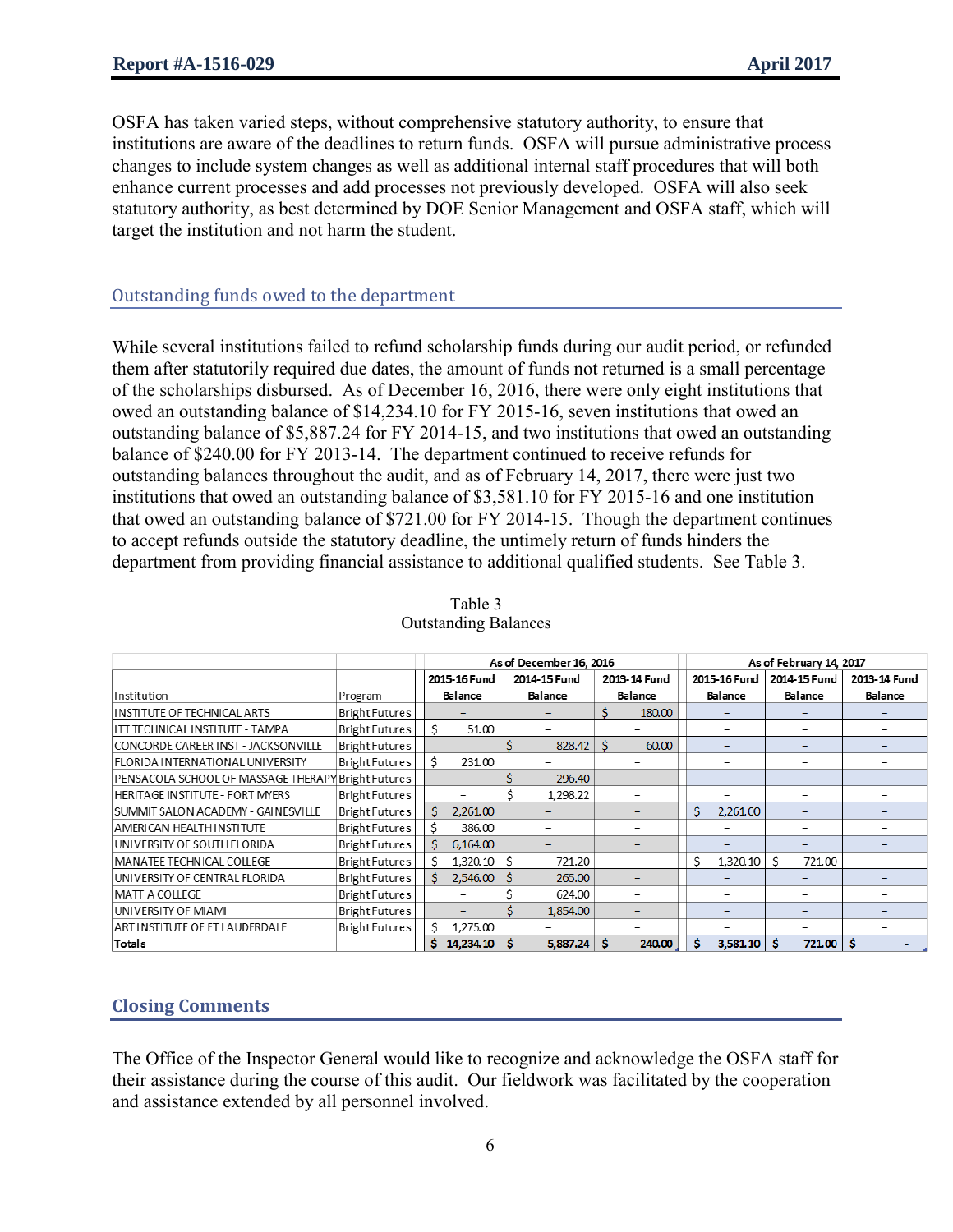OSFA has taken varied steps, without comprehensive statutory authority, to ensure that institutions are aware of the deadlines to return funds. OSFA will pursue administrative process changes to include system changes as well as additional internal staff procedures that will both enhance current processes and add processes not previously developed. OSFA will also seek statutory authority, as best determined by DOE Senior Management and OSFA staff, which will target the institution and not harm the student.

## Outstanding funds owed to the department

While several institutions failed to refund scholarship funds during our audit period, or refunded them after statutorily required due dates, the amount of funds not returned is a small percentage of the scholarships disbursed. As of December 16, 2016, there were only eight institutions that owed an outstanding balance of $14,234.10 for FY 2015-16, seven institutions that owed an outstanding balance of $5,887.24 for FY 2014-15, and two institutions that owed an outstanding balance of $240.00 for FY 2013-14. The department continued to receive refunds for outstanding balances throughout the audit, and as of February 14, 2017, there were just two institutions that owed an outstanding balance of $3,581.10 for FY 2015-16 and one institution that owed an outstanding balance of $721.00 for FY 2014-15. Though the department continues to accept refunds outside the statutory deadline, the untimely return of funds hinders the department from providing financial assistance to additional qualified students. See Table 3.

Table 3
Outstanding Balances

| | | As of December 16, 2016 | | | As of February 14, 2017 | | |
|---|---|---|---|---|---|---|---|
| Institution | Program | 2015-16 Fund Balance | 2014-15 Fund Balance | 2013-14 Fund Balance | 2015-16 Fund Balance | 2014-15 Fund Balance | 2013-14 Fund Balance |
| INSTITUTE OF TECHNICAL ARTS | Bright Futures | – | – | $ 180.00 | – | – | – |
| ITT TECHNICAL INSTITUTE - TAMPA | Bright Futures | $ 51.00 | – | – | – | – | – |
| CONCORDE CAREER INST - JACKSONVILLE | Bright Futures | | $ 828.42 | $ 60.00 | – | – | – |
| FLORIDA INTERNATIONAL UNIVERSITY | Bright Futures | $ 231.00 | – | – | – | – | – |
| PENSACOLA SCHOOL OF MASSAGE THERAPY | Bright Futures | – | $ 296.40 | – | – | – | – |
| HERITAGE INSTITUTE - FORT MYERS | Bright Futures | – | $ 1,298.22 | – | – | – | – |
| SUMMIT SALON ACADEMY - GAINESVILLE | Bright Futures | $ 2,261.00 | – | – | $ 2,261.00 | – | – |
| AMERICAN HEALTH INSTITUTE | Bright Futures | $ 386.00 | – | – | – | – | – |
| UNIVERSITY OF SOUTH FLORIDA | Bright Futures | $ 6,164.00 | – | – | – | – | – |
| MANATEE TECHNICAL COLLEGE | Bright Futures | $ 1,320.10 | $ 721.20 | – | $ 1,320.10 | $ 721.00 | – |
| UNIVERSITY OF CENTRAL FLORIDA | Bright Futures | $ 2,546.00 | $ 265.00 | – | – | – | – |
| MATTIA COLLEGE | Bright Futures | – | $ 624.00 | – | – | – | – |
| UNIVERSITY OF MIAMI | Bright Futures | – | $ 1,854.00 | – | – | – | – |
| ART INSTITUTE OF FT LAUDERDALE | Bright Futures | $ 1,275.00 | – | – | – | – | – |
| **Totals** | | **$ 14,234.10** | **$ 5,887.24** | **$ 240.00** | **$ 3,581.10** | **$ 721.00** | **$ -** |

## Closing Comments

The Office of the Inspector General would like to recognize and acknowledge the OSFA staff for their assistance during the course of this audit. Our fieldwork was facilitated by the cooperation and assistance extended by all personnel involved.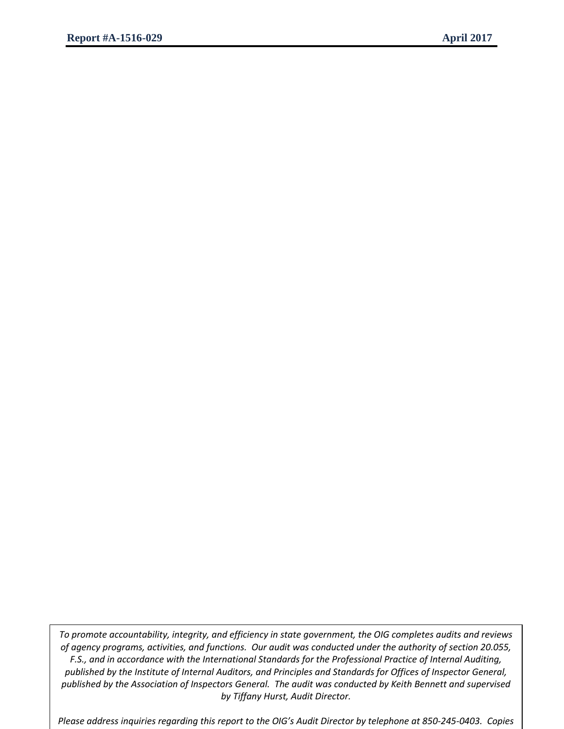*To promote accountability, integrity, and efficiency in state government, the OIG completes audits and reviews of agency programs, activities, and functions. Our audit was conducted under the authority of section 20.055, F.S., and in accordance with the International Standards for the Professional Practice of Internal Auditing, published by the Institute of Internal Auditors, and Principles and Standards for Offices of Inspector General, published by the Association of Inspectors General. The audit was conducted by Keith Bennett and supervised by Tiffany Hurst, Audit Director.*

*Please address inquiries regarding this report to the OIG's Audit Director by telephone at 850-245-0403. Copies*